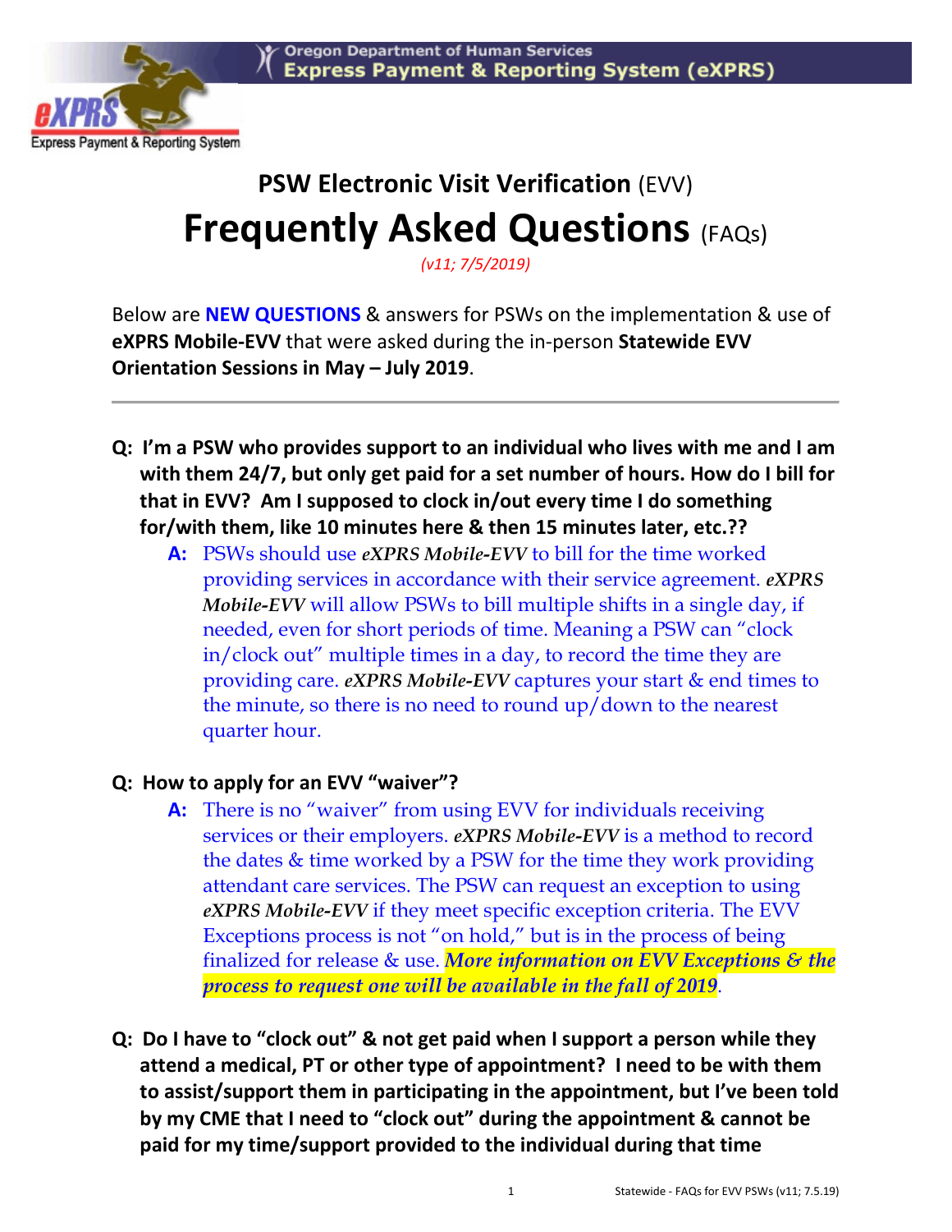Oregon Department of Human Services
Express Payment & Reporting System (eXPRS)

# PSW Electronic Visit Verification (EVV)

# Frequently Asked Questions (FAQs)

*(v11; 7/5/2019)*

Below are **NEW QUESTIONS** & answers for PSWs on the implementation & use of **eXPRS Mobile-EVV** that were asked during the in-person **Statewide EVV Orientation Sessions in May – July 2019**.

---

**Q: I'm a PSW who provides support to an individual who lives with me and I am with them 24/7, but only get paid for a set number of hours. How do I bill for that in EVV? Am I supposed to clock in/out every time I do something for/with them, like 10 minutes here & then 15 minutes later, etc.??**

> **A:** PSWs should use ***eXPRS Mobile-EVV*** to bill for the time worked providing services in accordance with their service agreement. ***eXPRS Mobile-EVV*** will allow PSWs to bill multiple shifts in a single day, if needed, even for short periods of time. Meaning a PSW can "clock in/clock out" multiple times in a day, to record the time they are providing care. ***eXPRS Mobile-EVV*** captures your start & end times to the minute, so there is no need to round up/down to the nearest quarter hour.

**Q: How to apply for an EVV "waiver"?**

> **A:** There is no "waiver" from using EVV for individuals receiving services or their employers. ***eXPRS Mobile-EVV*** is a method to record the dates & time worked by a PSW for the time they work providing attendant care services. The PSW can request an exception to using ***eXPRS Mobile-EVV*** if they meet specific exception criteria. The EVV Exceptions process is not "on hold," but is in the process of being finalized for release & use. ***More information on EVV Exceptions & the process to request one will be available in the fall of 2019***.

**Q: Do I have to "clock out" & not get paid when I support a person while they attend a medical, PT or other type of appointment? I need to be with them to assist/support them in participating in the appointment, but I've been told by my CME that I need to "clock out" during the appointment & cannot be paid for my time/support provided to the individual during that time**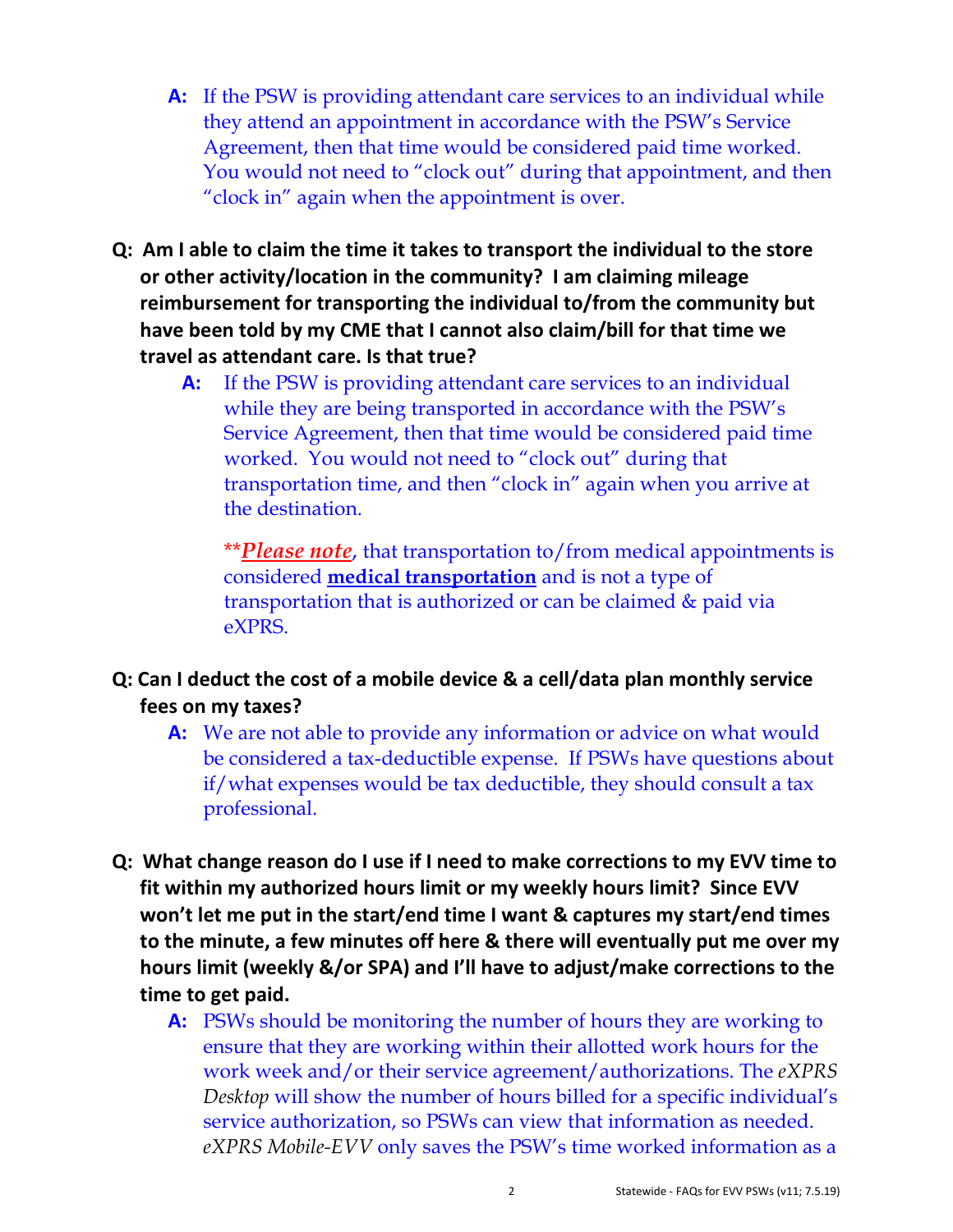**A:** If the PSW is providing attendant care services to an individual while they attend an appointment in accordance with the PSW's Service Agreement, then that time would be considered paid time worked. You would not need to "clock out" during that appointment, and then "clock in" again when the appointment is over.

**Q: Am I able to claim the time it takes to transport the individual to the store or other activity/location in the community? I am claiming mileage reimbursement for transporting the individual to/from the community but have been told by my CME that I cannot also claim/bill for that time we travel as attendant care. Is that true?**

**A:** If the PSW is providing attendant care services to an individual while they are being transported in accordance with the PSW's Service Agreement, then that time would be considered paid time worked. You would not need to "clock out" during that transportation time, and then "clock in" again when you arrive at the destination.

***<u>*Please note*</u>, that transportation to/from medical appointments is considered <u>**medical transportation**</u> and is not a type of transportation that is authorized or can be claimed & paid via eXPRS.

**Q: Can I deduct the cost of a mobile device & a cell/data plan monthly service fees on my taxes?**

**A:** We are not able to provide any information or advice on what would be considered a tax-deductible expense. If PSWs have questions about if/what expenses would be tax deductible, they should consult a tax professional.

**Q: What change reason do I use if I need to make corrections to my EVV time to fit within my authorized hours limit or my weekly hours limit? Since EVV won't let me put in the start/end time I want & captures my start/end times to the minute, a few minutes off here & there will eventually put me over my hours limit (weekly &/or SPA) and I'll have to adjust/make corrections to the time to get paid.**

**A:** PSWs should be monitoring the number of hours they are working to ensure that they are working within their allotted work hours for the work week and/or their service agreement/authorizations. The *eXPRS Desktop* will show the number of hours billed for a specific individual's service authorization, so PSWs can view that information as needed. *eXPRS Mobile-EVV* only saves the PSW's time worked information as a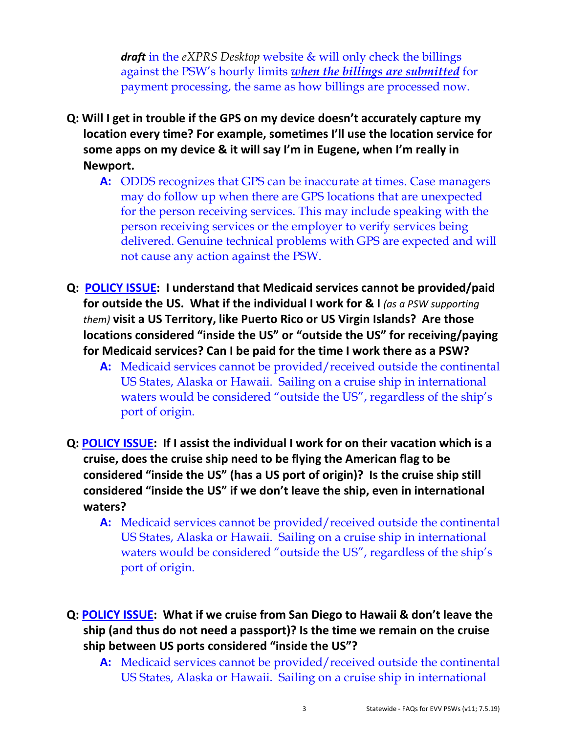***draft*** in the *eXPRS Desktop* website & will only check the billings against the PSW's hourly limits ***when the billings are submitted*** for payment processing, the same as how billings are processed now.

**Q: Will I get in trouble if the GPS on my device doesn't accurately capture my location every time? For example, sometimes I'll use the location service for some apps on my device & it will say I'm in Eugene, when I'm really in Newport.**

> **A:** ODDS recognizes that GPS can be inaccurate at times. Case managers may do follow up when there are GPS locations that are unexpected for the person receiving services. This may include speaking with the person receiving services or the employer to verify services being delivered. Genuine technical problems with GPS are expected and will not cause any action against the PSW.

**Q: POLICY ISSUE: I understand that Medicaid services cannot be provided/paid for outside the US. What if the individual I work for & I** *(as a PSW supporting them)* **visit a US Territory, like Puerto Rico or US Virgin Islands? Are those locations considered "inside the US" or "outside the US" for receiving/paying for Medicaid services? Can I be paid for the time I work there as a PSW?**

> **A:** Medicaid services cannot be provided/received outside the continental US States, Alaska or Hawaii. Sailing on a cruise ship in international waters would be considered "outside the US", regardless of the ship's port of origin.

**Q: POLICY ISSUE: If I assist the individual I work for on their vacation which is a cruise, does the cruise ship need to be flying the American flag to be considered "inside the US" (has a US port of origin)? Is the cruise ship still considered "inside the US" if we don't leave the ship, even in international waters?**

> **A:** Medicaid services cannot be provided/received outside the continental US States, Alaska or Hawaii. Sailing on a cruise ship in international waters would be considered "outside the US", regardless of the ship's port of origin.

**Q: POLICY ISSUE: What if we cruise from San Diego to Hawaii & don't leave the ship (and thus do not need a passport)? Is the time we remain on the cruise ship between US ports considered "inside the US"?**

> **A:** Medicaid services cannot be provided/received outside the continental US States, Alaska or Hawaii. Sailing on a cruise ship in international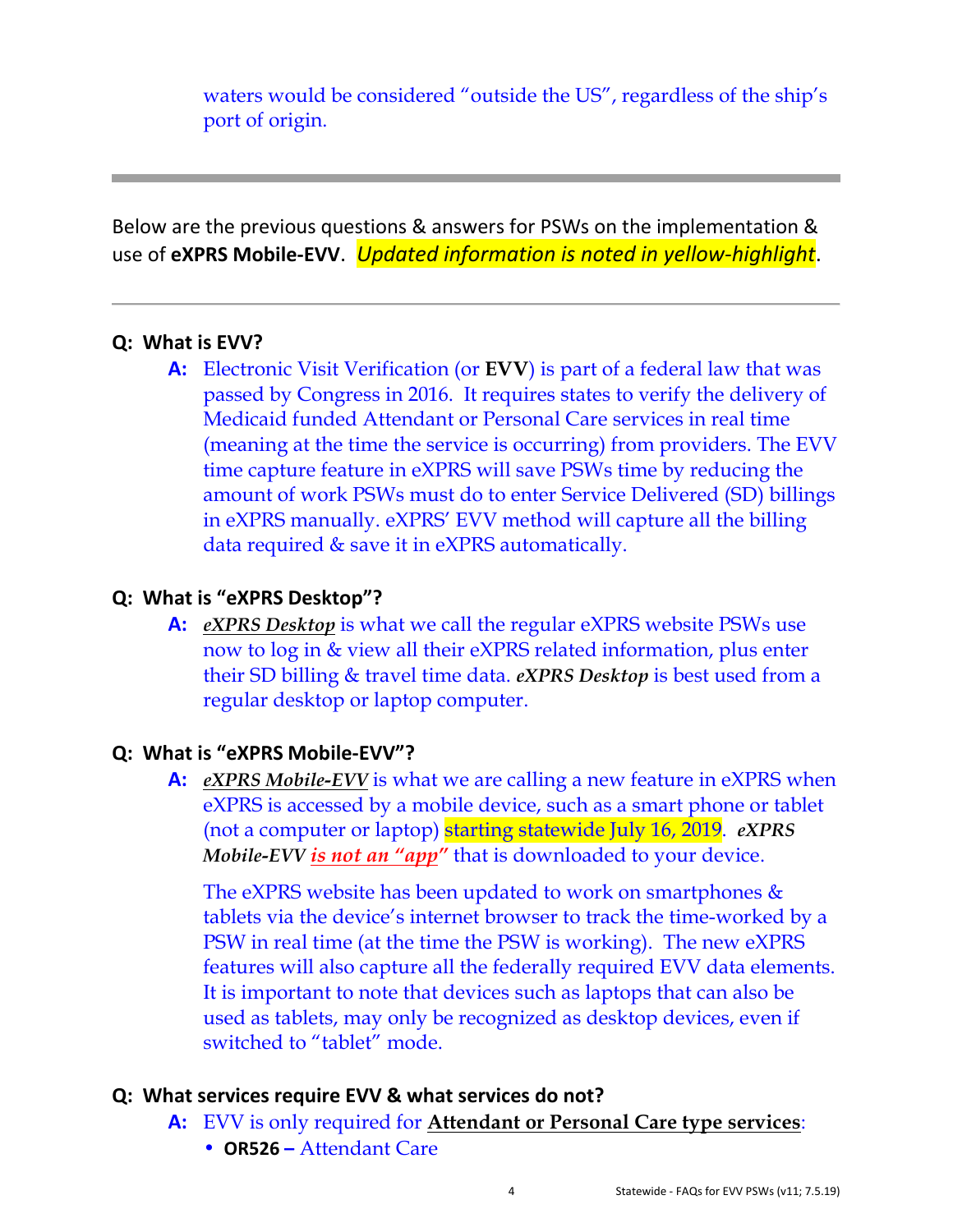waters would be considered "outside the US", regardless of the ship's port of origin.

---

Below are the previous questions & answers for PSWs on the implementation & use of **eXPRS Mobile-EVV**. *Updated information is noted in yellow-highlight*.

---

**Q: What is EVV?**

**A:** Electronic Visit Verification (or **EVV**) is part of a federal law that was passed by Congress in 2016. It requires states to verify the delivery of Medicaid funded Attendant or Personal Care services in real time (meaning at the time the service is occurring) from providers. The EVV time capture feature in eXPRS will save PSWs time by reducing the amount of work PSWs must do to enter Service Delivered (SD) billings in eXPRS manually. eXPRS' EVV method will capture all the billing data required & save it in eXPRS automatically.

**Q: What is "eXPRS Desktop"?**

**A:** ***eXPRS Desktop*** is what we call the regular eXPRS website PSWs use now to log in & view all their eXPRS related information, plus enter their SD billing & travel time data. ***eXPRS Desktop*** is best used from a regular desktop or laptop computer.

**Q: What is "eXPRS Mobile-EVV"?**

**A:** ***eXPRS Mobile-EVV*** is what we are calling a new feature in eXPRS when eXPRS is accessed by a mobile device, such as a smart phone or tablet (not a computer or laptop) starting statewide July 16, 2019. ***eXPRS Mobile-EVV*** ***is not an "app"*** that is downloaded to your device.

The eXPRS website has been updated to work on smartphones & tablets via the device's internet browser to track the time-worked by a PSW in real time (at the time the PSW is working). The new eXPRS features will also capture all the federally required EVV data elements. It is important to note that devices such as laptops that can also be used as tablets, may only be recognized as desktop devices, even if switched to "tablet" mode.

**Q: What services require EVV & what services do not?**

**A:** EVV is only required for **Attendant or Personal Care type services**:

- **OR526 –** Attendant Care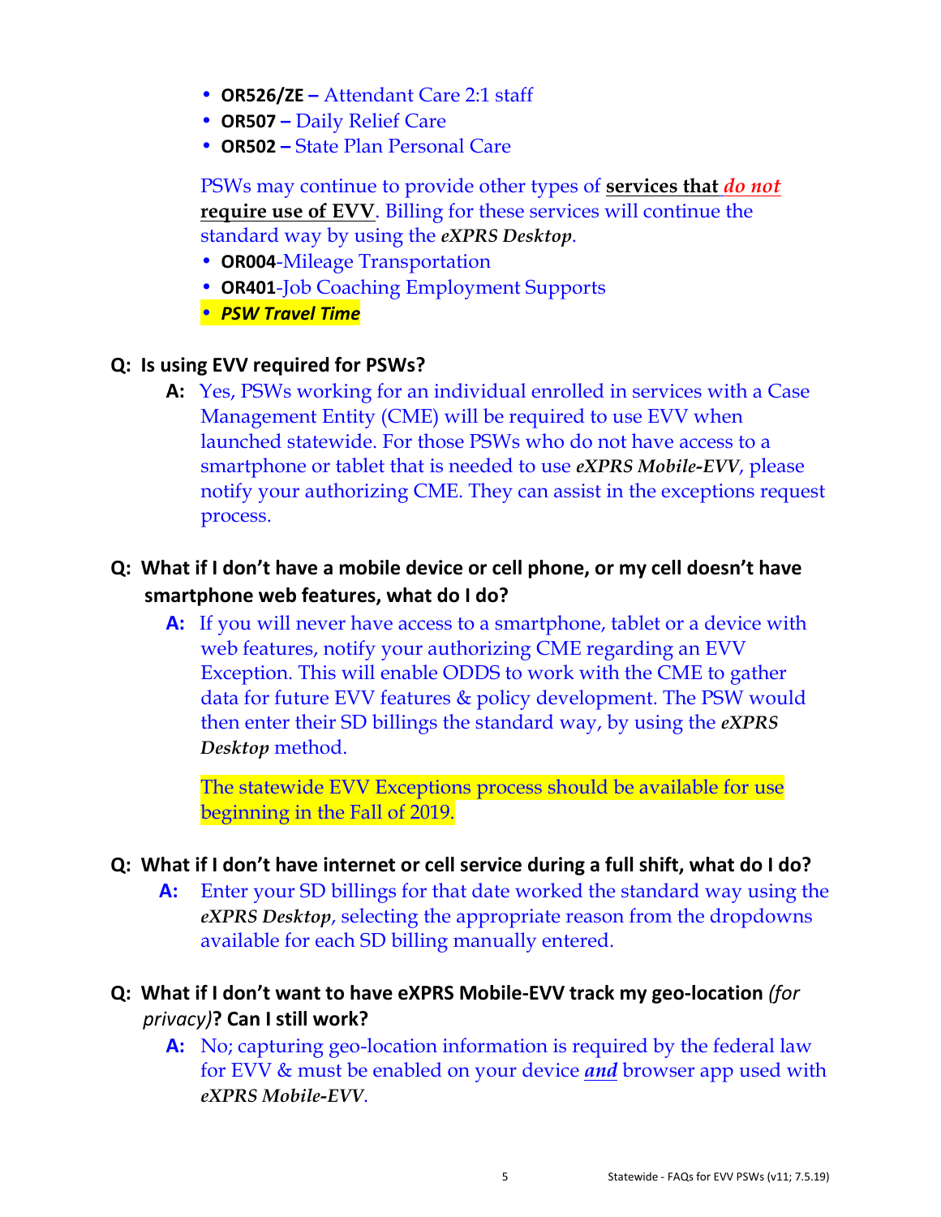- **OR526/ZE –** Attendant Care 2:1 staff
- **OR507 –** Daily Relief Care
- **OR502 –** State Plan Personal Care

PSWs may continue to provide other types of **services that *do not* require use of EVV**. Billing for these services will continue the standard way by using the ***eXPRS Desktop***.

- **OR004**-Mileage Transportation
- **OR401**-Job Coaching Employment Supports
- ***PSW Travel Time***

**Q: Is using EVV required for PSWs?**

**A:** Yes, PSWs working for an individual enrolled in services with a Case Management Entity (CME) will be required to use EVV when launched statewide. For those PSWs who do not have access to a smartphone or tablet that is needed to use ***eXPRS Mobile-EVV***, please notify your authorizing CME. They can assist in the exceptions request process.

**Q: What if I don't have a mobile device or cell phone, or my cell doesn't have smartphone web features, what do I do?**

**A:** If you will never have access to a smartphone, tablet or a device with web features, notify your authorizing CME regarding an EVV Exception. This will enable ODDS to work with the CME to gather data for future EVV features & policy development. The PSW would then enter their SD billings the standard way, by using the ***eXPRS Desktop*** method.

The statewide EVV Exceptions process should be available for use beginning in the Fall of 2019.

**Q: What if I don't have internet or cell service during a full shift, what do I do?**

**A:** Enter your SD billings for that date worked the standard way using the ***eXPRS Desktop***, selecting the appropriate reason from the dropdowns available for each SD billing manually entered.

**Q: What if I don't want to have eXPRS Mobile-EVV track my geo-location** *(for privacy)***? Can I still work?**

**A:** No; capturing geo-location information is required by the federal law for EVV & must be enabled on your device ***and*** browser app used with ***eXPRS Mobile-EVV***.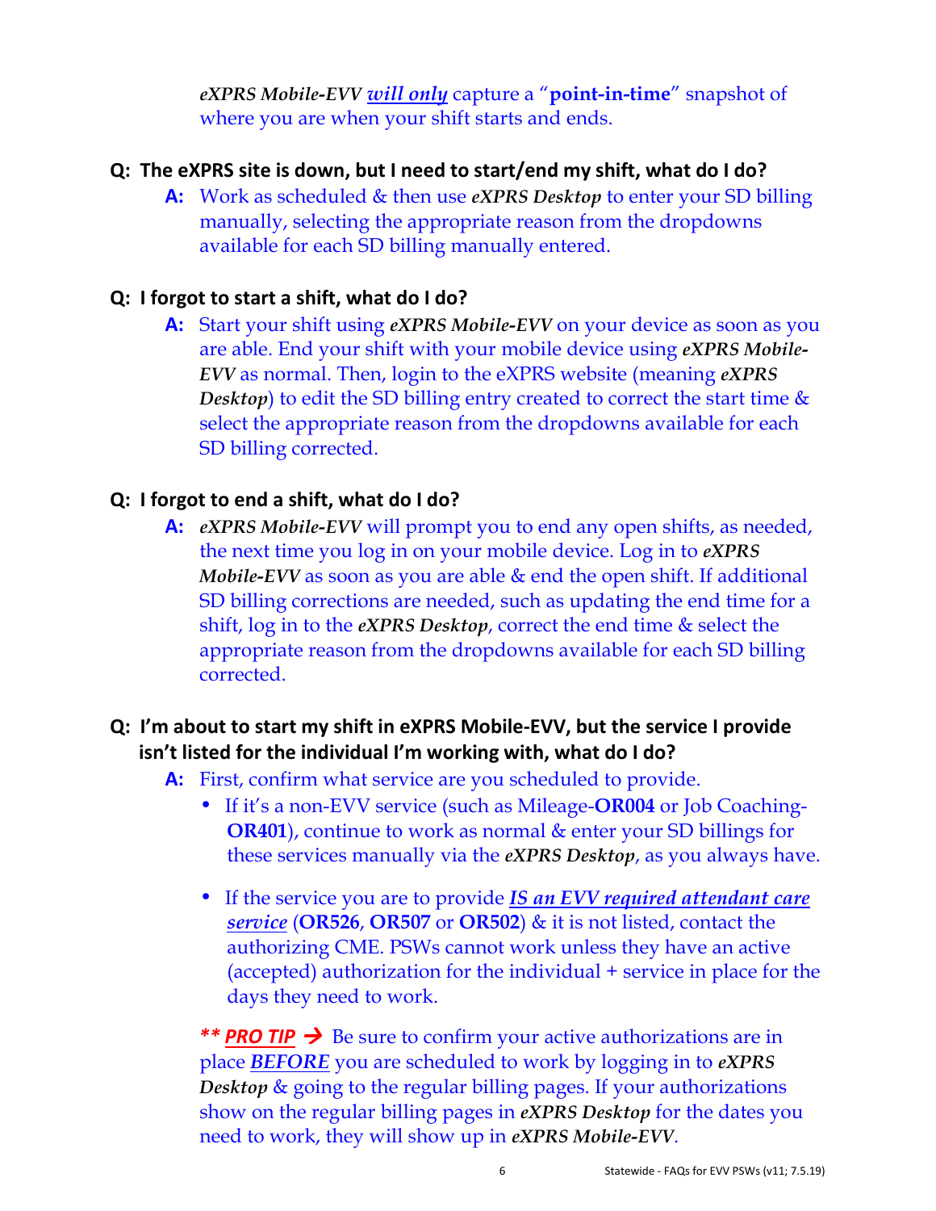*eXPRS Mobile-EVV* ***will only*** capture a "**point-in-time**" snapshot of where you are when your shift starts and ends.

**Q: The eXPRS site is down, but I need to start/end my shift, what do I do?**

**A:** Work as scheduled & then use ***eXPRS Desktop*** to enter your SD billing manually, selecting the appropriate reason from the dropdowns available for each SD billing manually entered.

**Q: I forgot to start a shift, what do I do?**

**A:** Start your shift using ***eXPRS Mobile-EVV*** on your device as soon as you are able. End your shift with your mobile device using ***eXPRS Mobile-EVV*** as normal. Then, login to the eXPRS website (meaning ***eXPRS Desktop***) to edit the SD billing entry created to correct the start time & select the appropriate reason from the dropdowns available for each SD billing corrected.

**Q: I forgot to end a shift, what do I do?**

**A:** ***eXPRS Mobile-EVV*** will prompt you to end any open shifts, as needed, the next time you log in on your mobile device. Log in to ***eXPRS Mobile-EVV*** as soon as you are able & end the open shift. If additional SD billing corrections are needed, such as updating the end time for a shift, log in to the ***eXPRS Desktop***, correct the end time & select the appropriate reason from the dropdowns available for each SD billing corrected.

**Q: I'm about to start my shift in eXPRS Mobile-EVV, but the service I provide isn't listed for the individual I'm working with, what do I do?**

**A:** First, confirm what service are you scheduled to provide.

- If it's a non-EVV service (such as Mileage-**OR004** or Job Coaching-**OR401**), continue to work as normal & enter your SD billings for these services manually via the ***eXPRS Desktop***, as you always have.

- If the service you are to provide ***IS an EVV required attendant care service*** (**OR526**, **OR507** or **OR502**) & it is not listed, contact the authorizing CME. PSWs cannot work unless they have an active (accepted) authorization for the individual + service in place for the days they need to work.

***\*\* PRO TIP*** → Be sure to confirm your active authorizations are in place ***BEFORE*** you are scheduled to work by logging in to ***eXPRS Desktop*** & going to the regular billing pages. If your authorizations show on the regular billing pages in ***eXPRS Desktop*** for the dates you need to work, they will show up in ***eXPRS Mobile-EVV***.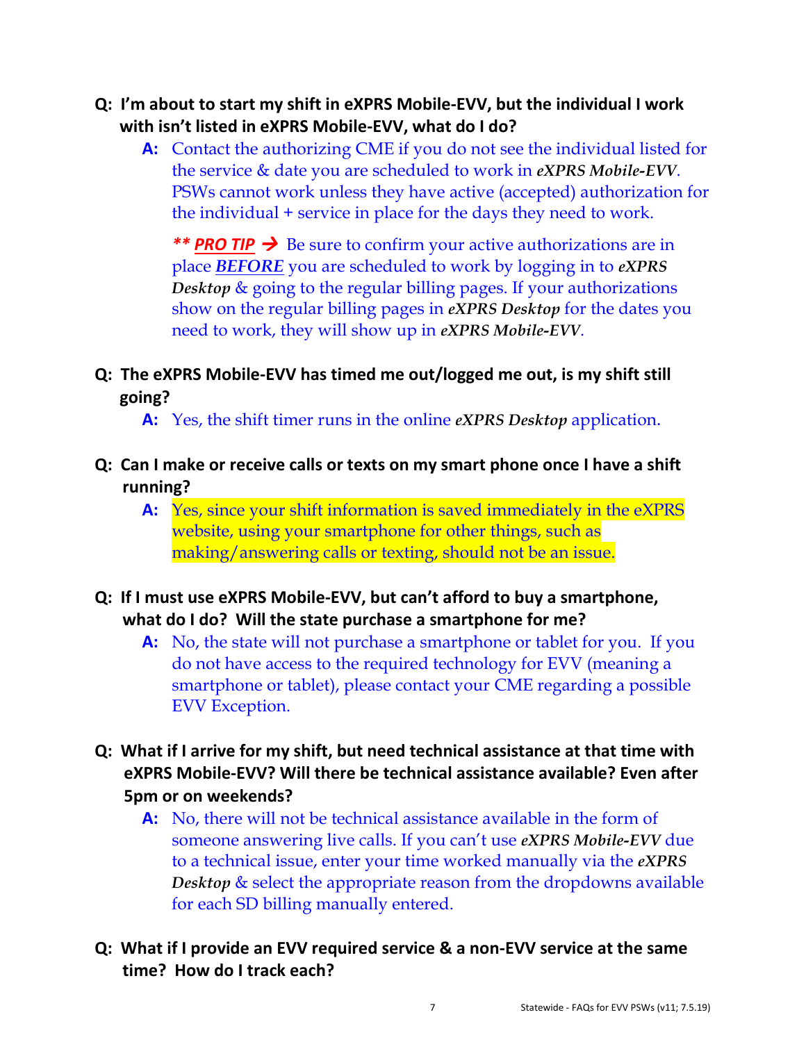**Q: I'm about to start my shift in eXPRS Mobile-EVV, but the individual I work with isn't listed in eXPRS Mobile-EVV, what do I do?**

**A:** Contact the authorizing CME if you do not see the individual listed for the service & date you are scheduled to work in ***eXPRS Mobile-EVV***. PSWs cannot work unless they have active (accepted) authorization for the individual + service in place for the days they need to work.

***\*\* PRO TIP →*** Be sure to confirm your active authorizations are in place ***BEFORE*** you are scheduled to work by logging in to ***eXPRS Desktop*** & going to the regular billing pages. If your authorizations show on the regular billing pages in ***eXPRS Desktop*** for the dates you need to work, they will show up in ***eXPRS Mobile-EVV***.

**Q: The eXPRS Mobile-EVV has timed me out/logged me out, is my shift still going?**

**A:** Yes, the shift timer runs in the online ***eXPRS Desktop*** application.

**Q: Can I make or receive calls or texts on my smart phone once I have a shift running?**

**A:** Yes, since your shift information is saved immediately in the eXPRS website, using your smartphone for other things, such as making/answering calls or texting, should not be an issue.

**Q: If I must use eXPRS Mobile-EVV, but can't afford to buy a smartphone, what do I do? Will the state purchase a smartphone for me?**

**A:** No, the state will not purchase a smartphone or tablet for you. If you do not have access to the required technology for EVV (meaning a smartphone or tablet), please contact your CME regarding a possible EVV Exception.

**Q: What if I arrive for my shift, but need technical assistance at that time with eXPRS Mobile-EVV? Will there be technical assistance available? Even after 5pm or on weekends?**

**A:** No, there will not be technical assistance available in the form of someone answering live calls. If you can't use ***eXPRS Mobile-EVV*** due to a technical issue, enter your time worked manually via the ***eXPRS Desktop*** & select the appropriate reason from the dropdowns available for each SD billing manually entered.

**Q: What if I provide an EVV required service & a non-EVV service at the same time? How do I track each?**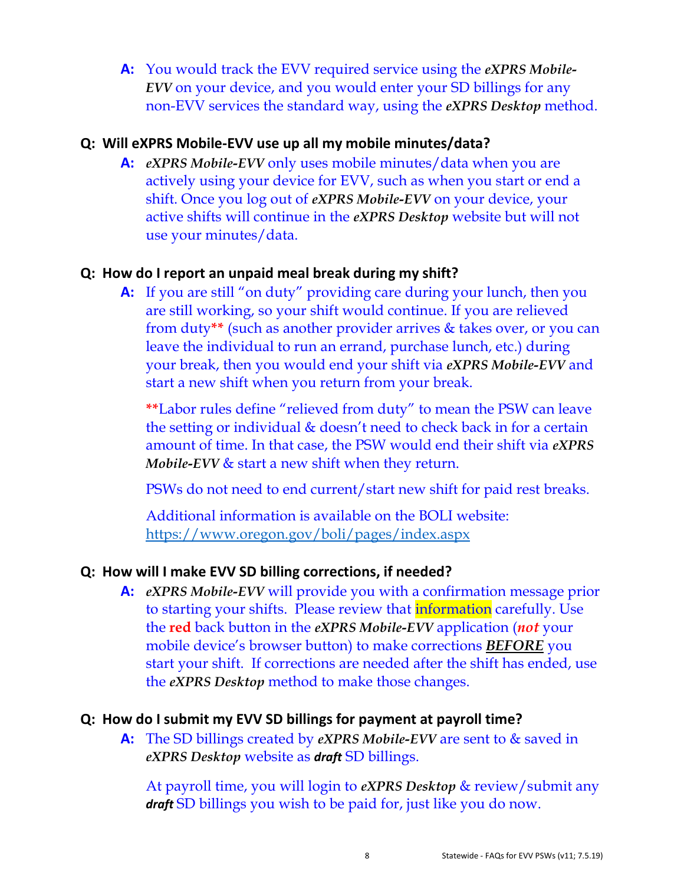**A:** You would track the EVV required service using the ***eXPRS Mobile-EVV*** on your device, and you would enter your SD billings for any non-EVV services the standard way, using the ***eXPRS Desktop*** method.

**Q: Will eXPRS Mobile-EVV use up all my mobile minutes/data?**

**A:** ***eXPRS Mobile-EVV*** only uses mobile minutes/data when you are actively using your device for EVV, such as when you start or end a shift. Once you log out of ***eXPRS Mobile-EVV*** on your device, your active shifts will continue in the ***eXPRS Desktop*** website but will not use your minutes/data.

**Q: How do I report an unpaid meal break during my shift?**

**A:** If you are still "on duty" providing care during your lunch, then you are still working, so your shift would continue. If you are relieved from duty** (such as another provider arrives & takes over, or you can leave the individual to run an errand, purchase lunch, etc.) during your break, then you would end your shift via ***eXPRS Mobile-EVV*** and start a new shift when you return from your break.

**Labor rules define "relieved from duty" to mean the PSW can leave the setting or individual & doesn't need to check back in for a certain amount of time. In that case, the PSW would end their shift via ***eXPRS Mobile-EVV*** & start a new shift when they return.

PSWs do not need to end current/start new shift for paid rest breaks.

Additional information is available on the BOLI website: https://www.oregon.gov/boli/pages/index.aspx

**Q: How will I make EVV SD billing corrections, if needed?**

**A:** ***eXPRS Mobile-EVV*** will provide you with a confirmation message prior to starting your shifts. Please review that information carefully. Use the **red** back button in the ***eXPRS Mobile-EVV*** application (***not*** your mobile device's browser button) to make corrections ***BEFORE*** you start your shift. If corrections are needed after the shift has ended, use the ***eXPRS Desktop*** method to make those changes.

**Q: How do I submit my EVV SD billings for payment at payroll time?**

**A:** The SD billings created by ***eXPRS Mobile-EVV*** are sent to & saved in ***eXPRS Desktop*** website as ***draft*** SD billings.

At payroll time, you will login to ***eXPRS Desktop*** & review/submit any ***draft*** SD billings you wish to be paid for, just like you do now.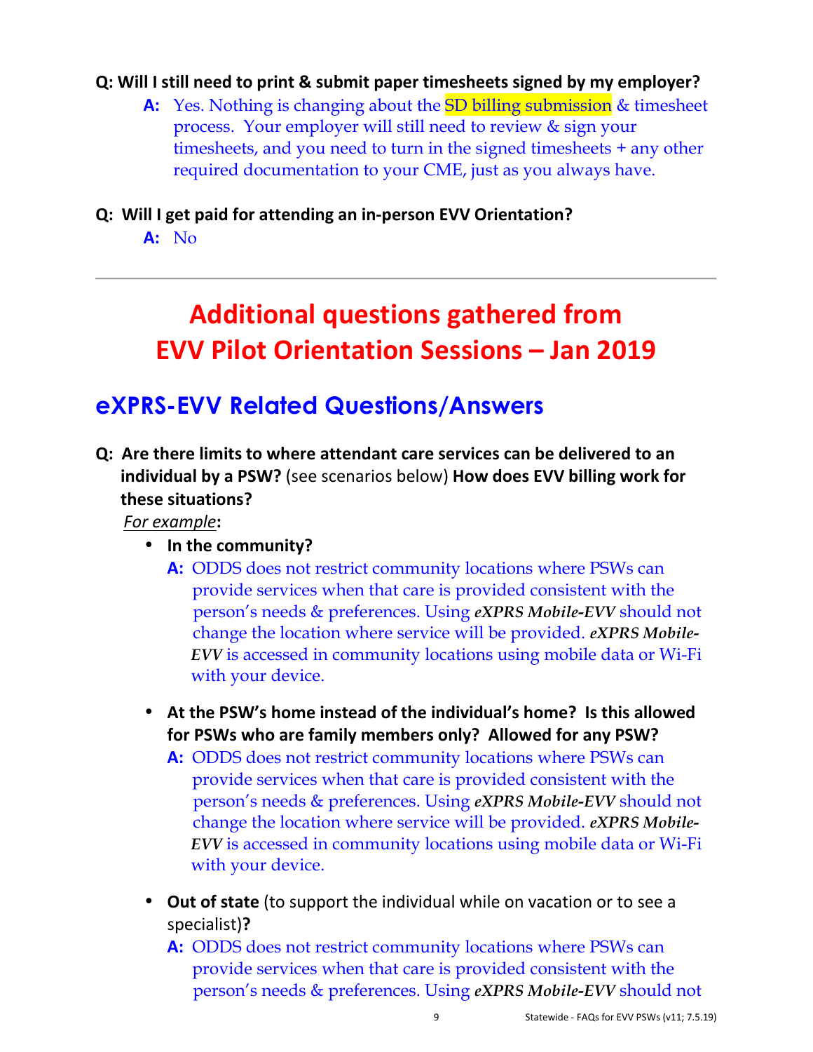**Q: Will I still need to print & submit paper timesheets signed by my employer?**

**A:** Yes. Nothing is changing about the SD billing submission & timesheet process. Your employer will still need to review & sign your timesheets, and you need to turn in the signed timesheets + any other required documentation to your CME, just as you always have.

**Q: Will I get paid for attending an in-person EVV Orientation?**

**A:** No

---

# Additional questions gathered from EVV Pilot Orientation Sessions – Jan 2019

## eXPRS-EVV Related Questions/Answers

**Q: Are there limits to where attendant care services can be delivered to an individual by a PSW?** (see scenarios below) **How does EVV billing work for these situations?**

*For example*:

- **In the community?**

  **A:** ODDS does not restrict community locations where PSWs can provide services when that care is provided consistent with the person's needs & preferences. Using ***eXPRS Mobile-EVV*** should not change the location where service will be provided. ***eXPRS Mobile-EVV*** is accessed in community locations using mobile data or Wi-Fi with your device.

- **At the PSW's home instead of the individual's home? Is this allowed for PSWs who are family members only? Allowed for any PSW?**

  **A:** ODDS does not restrict community locations where PSWs can provide services when that care is provided consistent with the person's needs & preferences. Using ***eXPRS Mobile-EVV*** should not change the location where service will be provided. ***eXPRS Mobile-EVV*** is accessed in community locations using mobile data or Wi-Fi with your device.

- **Out of state** (to support the individual while on vacation or to see a specialist)**?**

  **A:** ODDS does not restrict community locations where PSWs can provide services when that care is provided consistent with the person's needs & preferences. Using ***eXPRS Mobile-EVV*** should not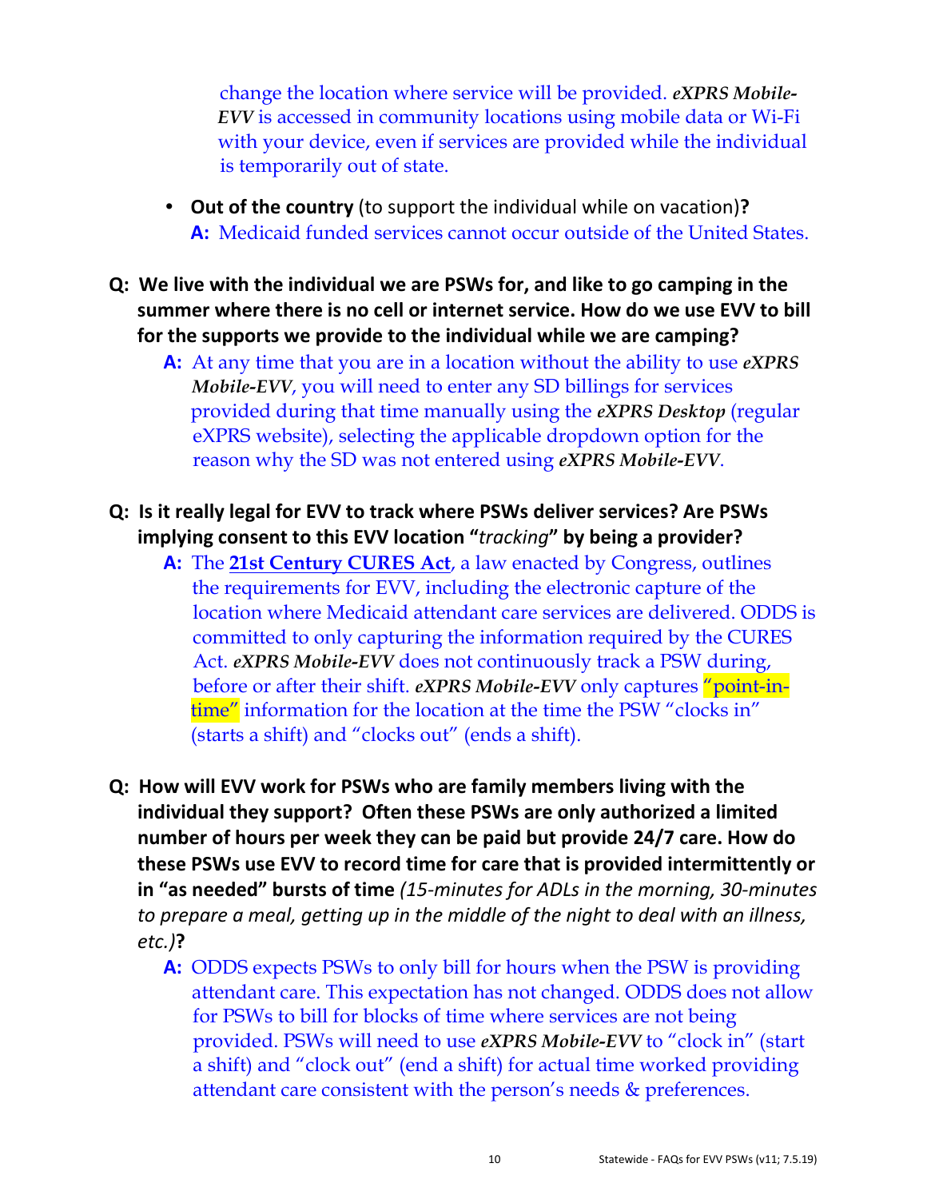change the location where service will be provided. ***eXPRS Mobile-EVV*** is accessed in community locations using mobile data or Wi-Fi with your device, even if services are provided while the individual is temporarily out of state.

- **Out of the country** (to support the individual while on vacation)**?**
  **A:** Medicaid funded services cannot occur outside of the United States.

**Q: We live with the individual we are PSWs for, and like to go camping in the summer where there is no cell or internet service. How do we use EVV to bill for the supports we provide to the individual while we are camping?**

**A:** At any time that you are in a location without the ability to use ***eXPRS Mobile-EVV***, you will need to enter any SD billings for services provided during that time manually using the ***eXPRS Desktop*** (regular eXPRS website), selecting the applicable dropdown option for the reason why the SD was not entered using ***eXPRS Mobile-EVV***.

**Q: Is it really legal for EVV to track where PSWs deliver services? Are PSWs implying consent to this EVV location "*tracking*" by being a provider?**

**A:** The **21st Century CURES Act**, a law enacted by Congress, outlines the requirements for EVV, including the electronic capture of the location where Medicaid attendant care services are delivered. ODDS is committed to only capturing the information required by the CURES Act. ***eXPRS Mobile-EVV*** does not continuously track a PSW during, before or after their shift. ***eXPRS Mobile-EVV*** only captures "point-in-time" information for the location at the time the PSW "clocks in" (starts a shift) and "clocks out" (ends a shift).

**Q: How will EVV work for PSWs who are family members living with the individual they support? Often these PSWs are only authorized a limited number of hours per week they can be paid but provide 24/7 care. How do these PSWs use EVV to record time for care that is provided intermittently or in "as needed" bursts of time** ***(15-minutes for ADLs in the morning, 30-minutes to prepare a meal, getting up in the middle of the night to deal with an illness, etc.)*****?**

**A:** ODDS expects PSWs to only bill for hours when the PSW is providing attendant care. This expectation has not changed. ODDS does not allow for PSWs to bill for blocks of time where services are not being provided. PSWs will need to use ***eXPRS Mobile-EVV*** to "clock in" (start a shift) and "clock out" (end a shift) for actual time worked providing attendant care consistent with the person's needs & preferences.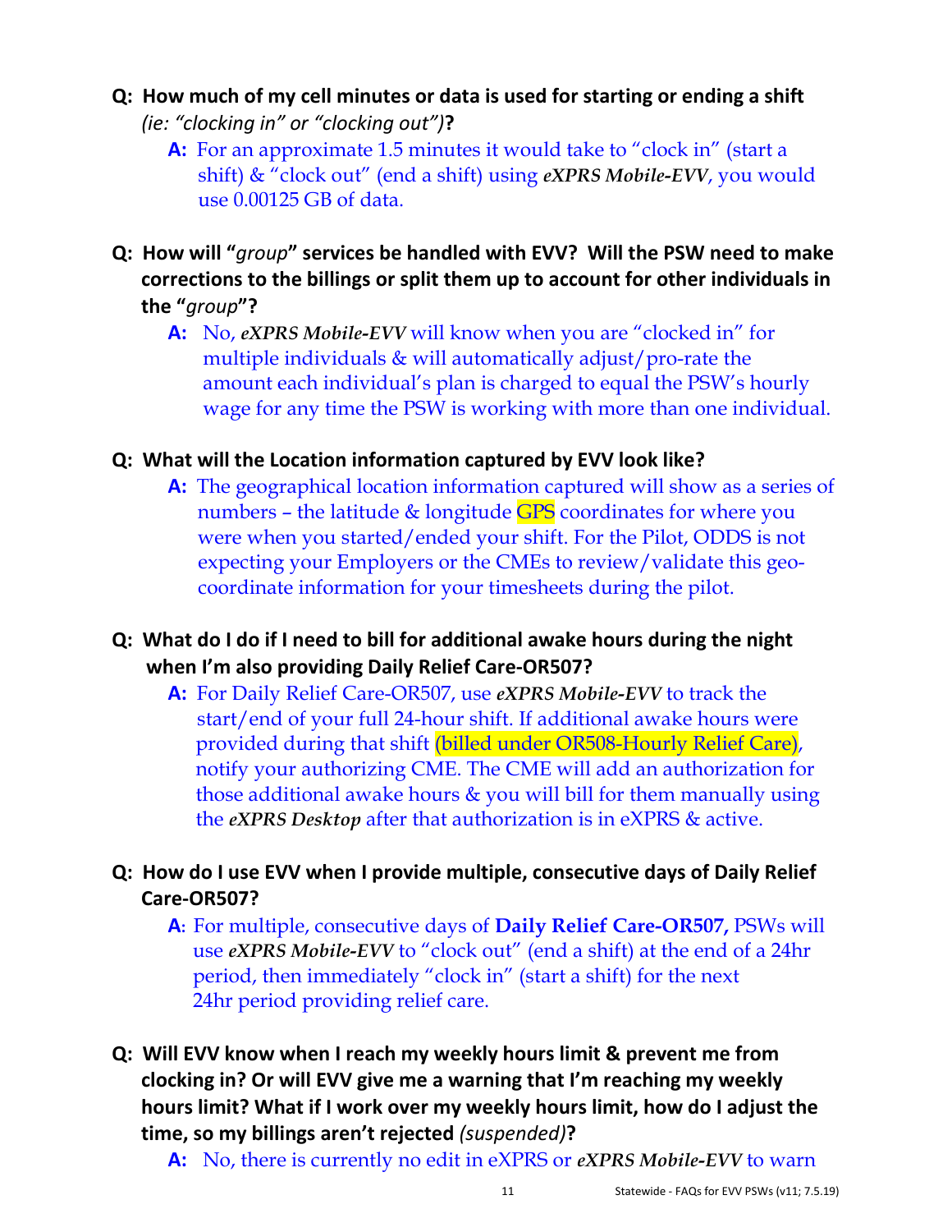**Q: How much of my cell minutes or data is used for starting or ending a shift** *(ie: "clocking in" or "clocking out")***?**

**A:** For an approximate 1.5 minutes it would take to "clock in" (start a shift) & "clock out" (end a shift) using ***eXPRS Mobile-EVV***, you would use 0.00125 GB of data.

**Q: How will "*group*" services be handled with EVV? Will the PSW need to make corrections to the billings or split them up to account for other individuals in the "*group*"?**

**A:** No, ***eXPRS Mobile-EVV*** will know when you are "clocked in" for multiple individuals & will automatically adjust/pro-rate the amount each individual's plan is charged to equal the PSW's hourly wage for any time the PSW is working with more than one individual.

**Q: What will the Location information captured by EVV look like?**

**A:** The geographical location information captured will show as a series of numbers – the latitude & longitude GPS coordinates for where you were when you started/ended your shift. For the Pilot, ODDS is not expecting your Employers or the CMEs to review/validate this geo-coordinate information for your timesheets during the pilot.

**Q: What do I do if I need to bill for additional awake hours during the night when I'm also providing Daily Relief Care-OR507?**

**A:** For Daily Relief Care-OR507, use ***eXPRS Mobile-EVV*** to track the start/end of your full 24-hour shift. If additional awake hours were provided during that shift (billed under OR508-Hourly Relief Care), notify your authorizing CME. The CME will add an authorization for those additional awake hours & you will bill for them manually using the ***eXPRS Desktop*** after that authorization is in eXPRS & active.

**Q: How do I use EVV when I provide multiple, consecutive days of Daily Relief Care-OR507?**

**A**: For multiple, consecutive days of **Daily Relief Care-OR507,** PSWs will use ***eXPRS Mobile-EVV*** to "clock out" (end a shift) at the end of a 24hr period, then immediately "clock in" (start a shift) for the next 24hr period providing relief care.

**Q: Will EVV know when I reach my weekly hours limit & prevent me from clocking in? Or will EVV give me a warning that I'm reaching my weekly hours limit? What if I work over my weekly hours limit, how do I adjust the time, so my billings aren't rejected** *(suspended)***?**

**A:** No, there is currently no edit in eXPRS or ***eXPRS Mobile-EVV*** to warn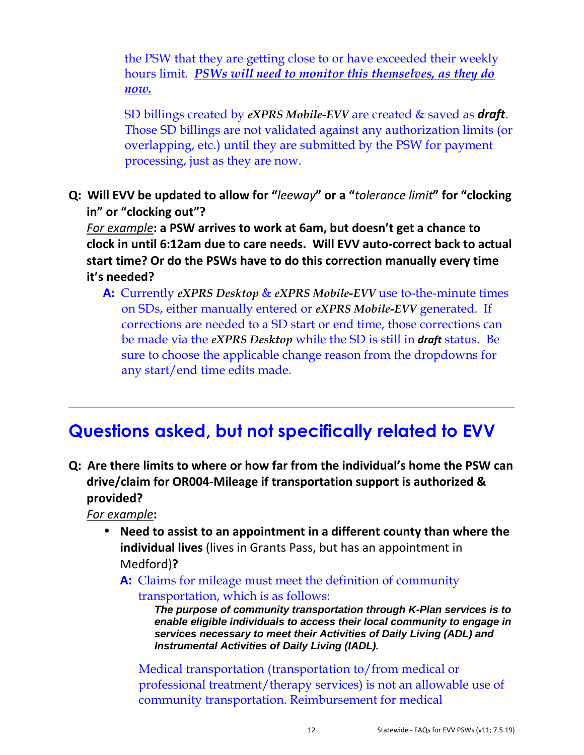the PSW that they are getting close to or have exceeded their weekly hours limit. ***PSWs will need to monitor this themselves, as they do now.***

SD billings created by ***eXPRS Mobile-EVV*** are created & saved as ***draft***. Those SD billings are not validated against any authorization limits (or overlapping, etc.) until they are submitted by the PSW for payment processing, just as they are now.

**Q: Will EVV be updated to allow for "*leeway*" or a "*tolerance limit*" for "clocking in" or "clocking out"?**
*For example*: **a PSW arrives to work at 6am, but doesn't get a chance to clock in until 6:12am due to care needs. Will EVV auto-correct back to actual start time? Or do the PSWs have to do this correction manually every time it's needed?**

> **A:** Currently ***eXPRS Desktop*** & ***eXPRS Mobile-EVV*** use to-the-minute times on SDs, either manually entered or ***eXPRS Mobile-EVV*** generated. If corrections are needed to a SD start or end time, those corrections can be made via the ***eXPRS Desktop*** while the SD is still in ***draft*** status. Be sure to choose the applicable change reason from the dropdowns for any start/end time edits made.

---

## Questions asked, but not specifically related to EVV

**Q: Are there limits to where or how far from the individual's home the PSW can drive/claim for OR004-Mileage if transportation support is authorized & provided?**
*For example*:

- **Need to assist to an appointment in a different county than where the individual lives** (lives in Grants Pass, but has an appointment in Medford)**?**

  **A:** Claims for mileage must meet the definition of community transportation, which is as follows:

  > ***The purpose of community transportation through K-Plan services is to enable eligible individuals to access their local community to engage in services necessary to meet their Activities of Daily Living (ADL) and Instrumental Activities of Daily Living (IADL).***

  Medical transportation (transportation to/from medical or professional treatment/therapy services) is not an allowable use of community transportation. Reimbursement for medical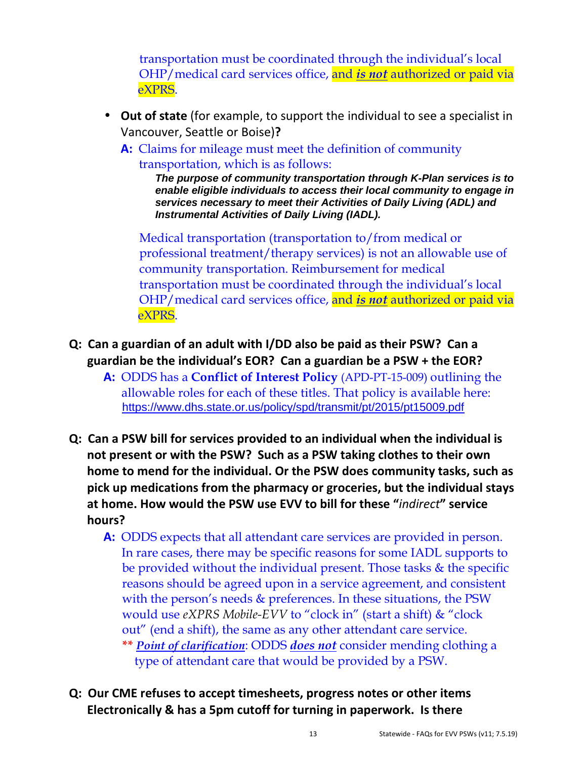transportation must be coordinated through the individual's local OHP/medical card services office, and ***is not*** authorized or paid via eXPRS.

- **Out of state** (for example, to support the individual to see a specialist in Vancouver, Seattle or Boise)**?**

  **A:** Claims for mileage must meet the definition of community transportation, which is as follows:

  > ***The purpose of community transportation through K-Plan services is to enable eligible individuals to access their local community to engage in services necessary to meet their Activities of Daily Living (ADL) and Instrumental Activities of Daily Living (IADL).***

  Medical transportation (transportation to/from medical or professional treatment/therapy services) is not an allowable use of community transportation. Reimbursement for medical transportation must be coordinated through the individual's local OHP/medical card services office, and ***is not*** authorized or paid via eXPRS.

**Q: Can a guardian of an adult with I/DD also be paid as their PSW? Can a guardian be the individual's EOR? Can a guardian be a PSW + the EOR?**

**A:** ODDS has a **Conflict of Interest Policy** (APD-PT-15-009) outlining the allowable roles for each of these titles. That policy is available here: https://www.dhs.state.or.us/policy/spd/transmit/pt/2015/pt15009.pdf

**Q: Can a PSW bill for services provided to an individual when the individual is not present or with the PSW? Such as a PSW taking clothes to their own home to mend for the individual. Or the PSW does community tasks, such as pick up medications from the pharmacy or groceries, but the individual stays at home. How would the PSW use EVV to bill for these "*indirect*" service hours?**

**A:** ODDS expects that all attendant care services are provided in person. In rare cases, there may be specific reasons for some IADL supports to be provided without the individual present. Those tasks & the specific reasons should be agreed upon in a service agreement, and consistent with the person's needs & preferences. In these situations, the PSW would use *eXPRS Mobile-EVV* to "clock in" (start a shift) & "clock out" (end a shift), the same as any other attendant care service.

** ***Point of clarification***: ODDS ***does not*** consider mending clothing a type of attendant care that would be provided by a PSW.

**Q: Our CME refuses to accept timesheets, progress notes or other items Electronically & has a 5pm cutoff for turning in paperwork. Is there**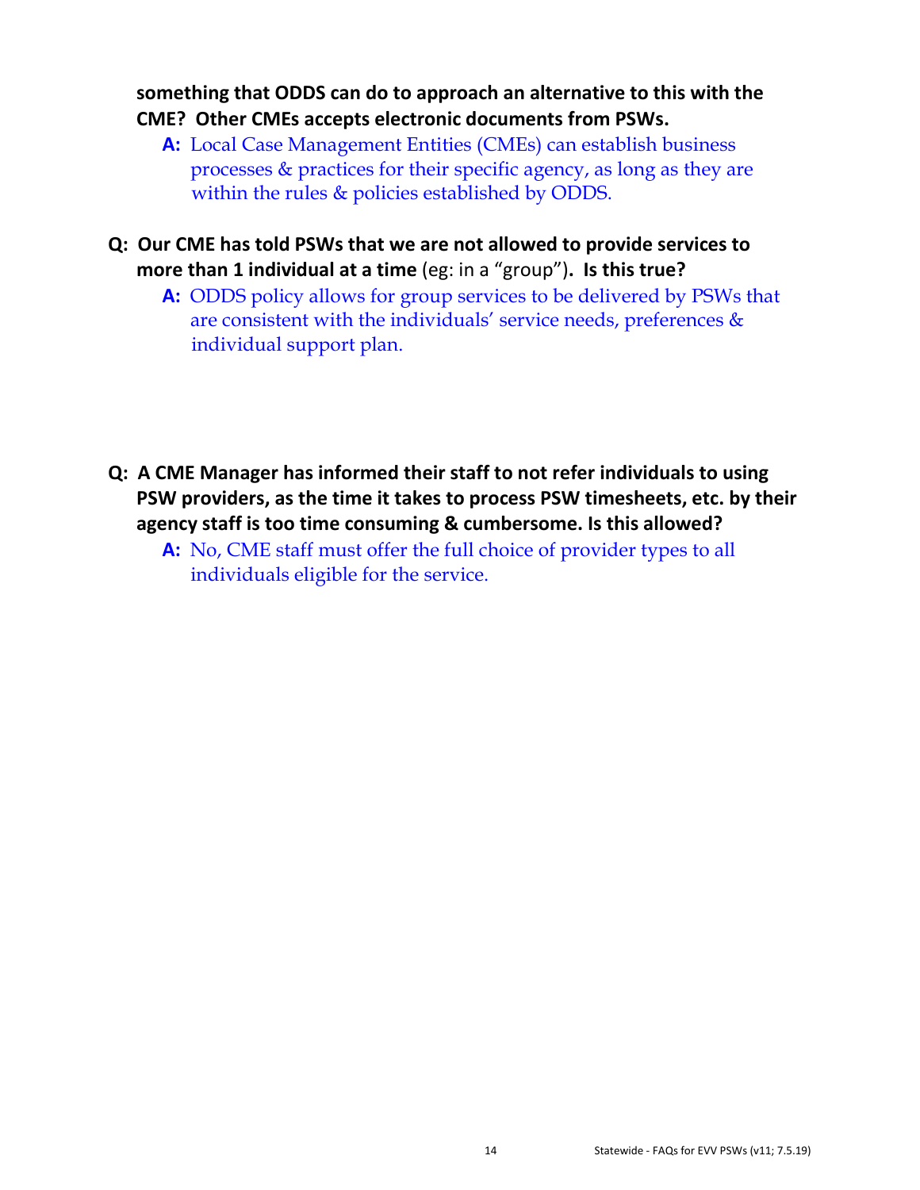**something that ODDS can do to approach an alternative to this with the CME? Other CMEs accepts electronic documents from PSWs.**

**A:** Local Case Management Entities (CMEs) can establish business processes & practices for their specific agency, as long as they are within the rules & policies established by ODDS.

**Q: Our CME has told PSWs that we are not allowed to provide services to more than 1 individual at a time** (eg: in a "group")**. Is this true?**

**A:** ODDS policy allows for group services to be delivered by PSWs that are consistent with the individuals' service needs, preferences & individual support plan.

**Q: A CME Manager has informed their staff to not refer individuals to using PSW providers, as the time it takes to process PSW timesheets, etc. by their agency staff is too time consuming & cumbersome. Is this allowed?**

**A:** No, CME staff must offer the full choice of provider types to all individuals eligible for the service.